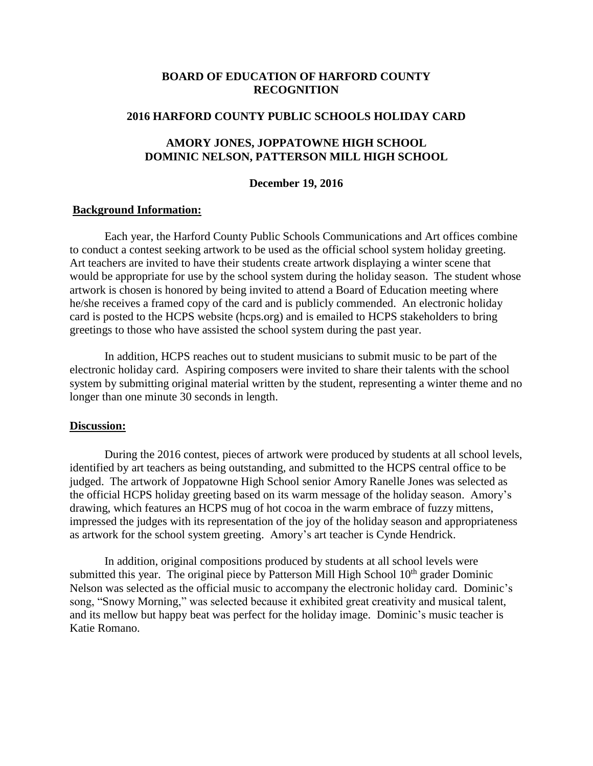# BOARD OF EDUCATION OF HARFORD COUNTY RECOGNITION

## 2016 HARFORD COUNTY PUBLIC SCHOOLS HOLIDAY CARD

## AMORY JONES, JOPPATOWNE HIGH SCHOOL
## DOMINIC NELSON, PATTERSON MILL HIGH SCHOOL

**December 19, 2016**

**Background Information:**

Each year, the Harford County Public Schools Communications and Art offices combine to conduct a contest seeking artwork to be used as the official school system holiday greeting. Art teachers are invited to have their students create artwork displaying a winter scene that would be appropriate for use by the school system during the holiday season. The student whose artwork is chosen is honored by being invited to attend a Board of Education meeting where he/she receives a framed copy of the card and is publicly commended. An electronic holiday card is posted to the HCPS website (hcps.org) and is emailed to HCPS stakeholders to bring greetings to those who have assisted the school system during the past year.

In addition, HCPS reaches out to student musicians to submit music to be part of the electronic holiday card. Aspiring composers were invited to share their talents with the school system by submitting original material written by the student, representing a winter theme and no longer than one minute 30 seconds in length.

**Discussion:**

During the 2016 contest, pieces of artwork were produced by students at all school levels, identified by art teachers as being outstanding, and submitted to the HCPS central office to be judged. The artwork of Joppatowne High School senior Amory Ranelle Jones was selected as the official HCPS holiday greeting based on its warm message of the holiday season. Amory's drawing, which features an HCPS mug of hot cocoa in the warm embrace of fuzzy mittens, impressed the judges with its representation of the joy of the holiday season and appropriateness as artwork for the school system greeting. Amory's art teacher is Cynde Hendrick.

In addition, original compositions produced by students at all school levels were submitted this year. The original piece by Patterson Mill High School 10th grader Dominic Nelson was selected as the official music to accompany the electronic holiday card. Dominic's song, "Snowy Morning," was selected because it exhibited great creativity and musical talent, and its mellow but happy beat was perfect for the holiday image. Dominic's music teacher is Katie Romano.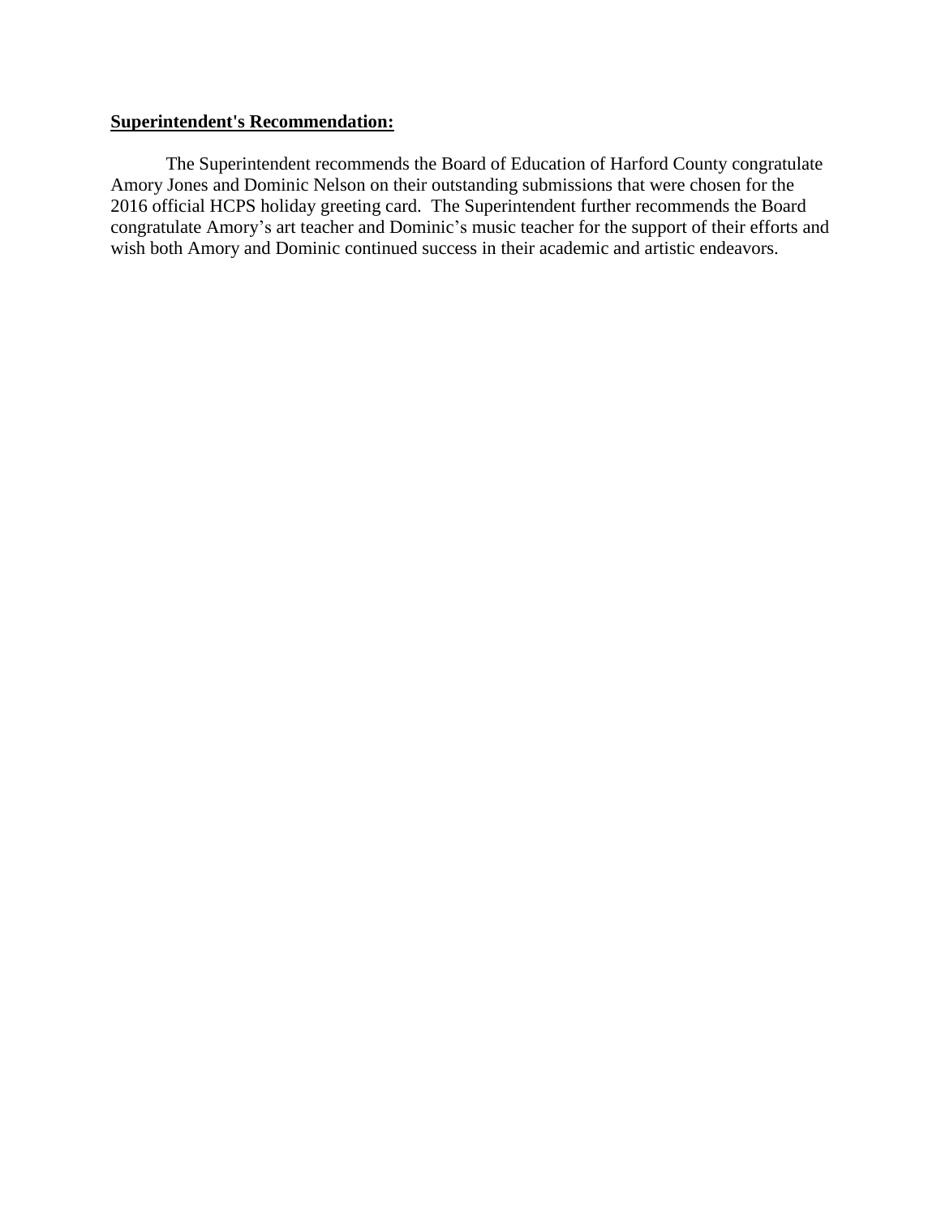**<u>Superintendent's Recommendation:</u>**

The Superintendent recommends the Board of Education of Harford County congratulate Amory Jones and Dominic Nelson on their outstanding submissions that were chosen for the 2016 official HCPS holiday greeting card. The Superintendent further recommends the Board congratulate Amory's art teacher and Dominic's music teacher for the support of their efforts and wish both Amory and Dominic continued success in their academic and artistic endeavors.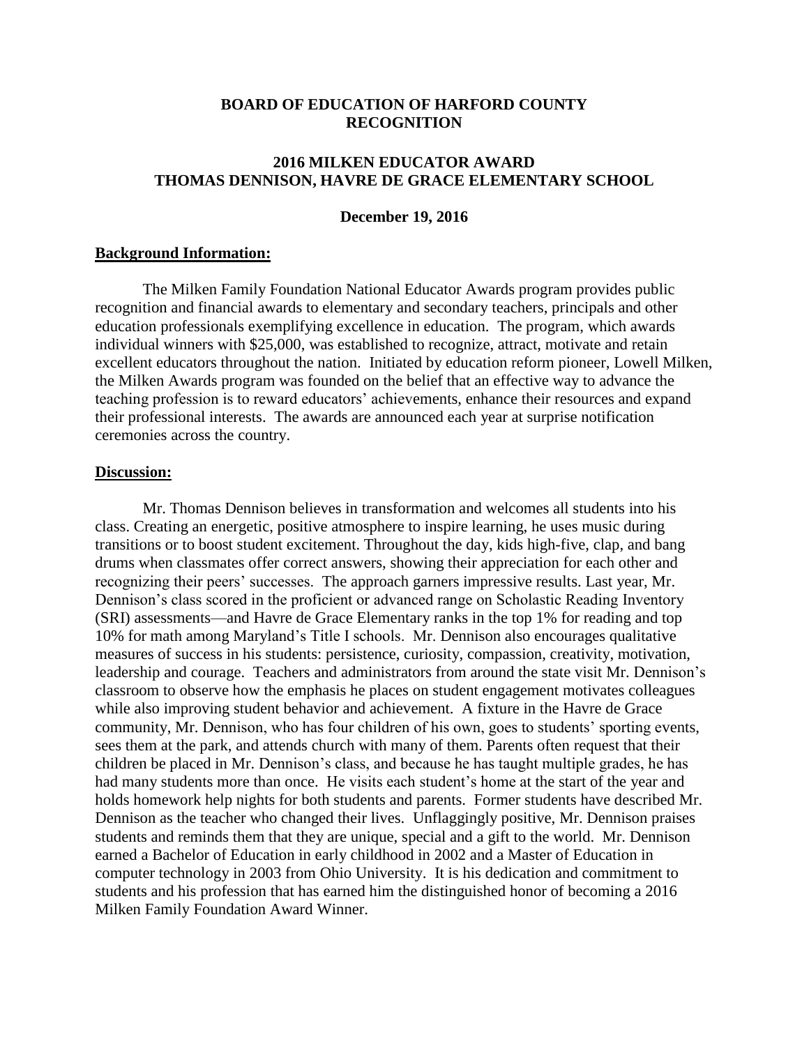**BOARD OF EDUCATION OF HARFORD COUNTY**
**RECOGNITION**

**2016 MILKEN EDUCATOR AWARD**
**THOMAS DENNISON, HAVRE DE GRACE ELEMENTARY SCHOOL**

**December 19, 2016**

## Background Information:

The Milken Family Foundation National Educator Awards program provides public recognition and financial awards to elementary and secondary teachers, principals and other education professionals exemplifying excellence in education. The program, which awards individual winners with $25,000, was established to recognize, attract, motivate and retain excellent educators throughout the nation. Initiated by education reform pioneer, Lowell Milken, the Milken Awards program was founded on the belief that an effective way to advance the teaching profession is to reward educators' achievements, enhance their resources and expand their professional interests. The awards are announced each year at surprise notification ceremonies across the country.

## Discussion:

Mr. Thomas Dennison believes in transformation and welcomes all students into his class. Creating an energetic, positive atmosphere to inspire learning, he uses music during transitions or to boost student excitement. Throughout the day, kids high-five, clap, and bang drums when classmates offer correct answers, showing their appreciation for each other and recognizing their peers' successes. The approach garners impressive results. Last year, Mr. Dennison's class scored in the proficient or advanced range on Scholastic Reading Inventory (SRI) assessments—and Havre de Grace Elementary ranks in the top 1% for reading and top 10% for math among Maryland's Title I schools. Mr. Dennison also encourages qualitative measures of success in his students: persistence, curiosity, compassion, creativity, motivation, leadership and courage. Teachers and administrators from around the state visit Mr. Dennison's classroom to observe how the emphasis he places on student engagement motivates colleagues while also improving student behavior and achievement. A fixture in the Havre de Grace community, Mr. Dennison, who has four children of his own, goes to students' sporting events, sees them at the park, and attends church with many of them. Parents often request that their children be placed in Mr. Dennison's class, and because he has taught multiple grades, he has had many students more than once. He visits each student's home at the start of the year and holds homework help nights for both students and parents. Former students have described Mr. Dennison as the teacher who changed their lives. Unflaggingly positive, Mr. Dennison praises students and reminds them that they are unique, special and a gift to the world. Mr. Dennison earned a Bachelor of Education in early childhood in 2002 and a Master of Education in computer technology in 2003 from Ohio University. It is his dedication and commitment to students and his profession that has earned him the distinguished honor of becoming a 2016 Milken Family Foundation Award Winner.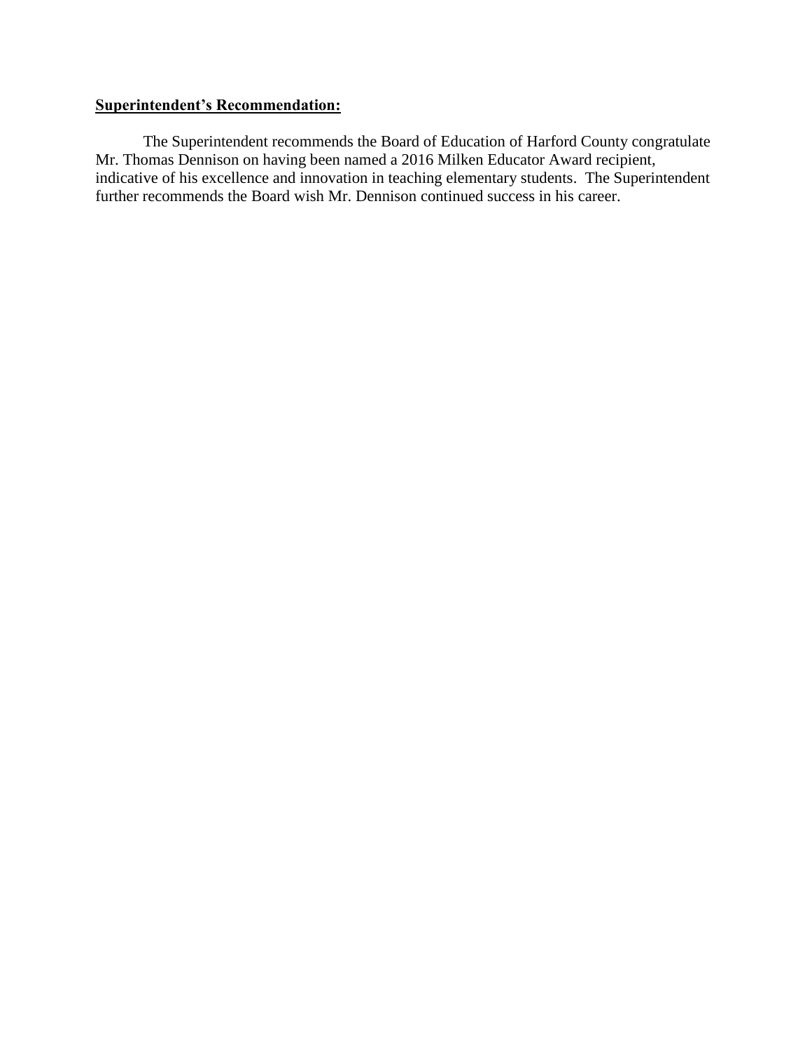**Superintendent's Recommendation:**

The Superintendent recommends the Board of Education of Harford County congratulate Mr. Thomas Dennison on having been named a 2016 Milken Educator Award recipient, indicative of his excellence and innovation in teaching elementary students. The Superintendent further recommends the Board wish Mr. Dennison continued success in his career.